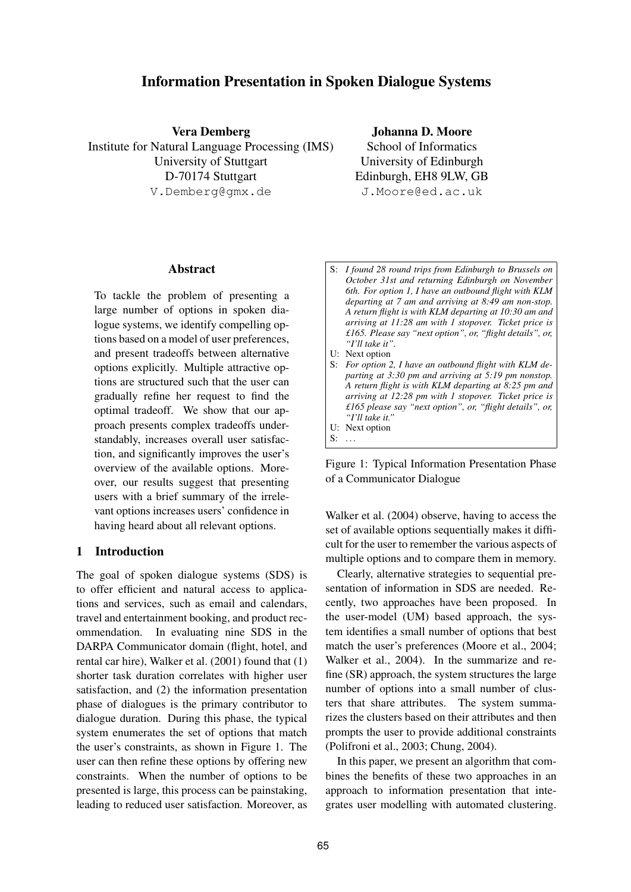# Information Presentation in Spoken Dialogue Systems

**Vera Demberg**
Institute for Natural Language Processing (IMS)
University of Stuttgart
D-70174 Stuttgart
V.Demberg@gmx.de

**Johanna D. Moore**
School of Informatics
University of Edinburgh
Edinburgh, EH8 9LW, GB
J.Moore@ed.ac.uk

## Abstract

To tackle the problem of presenting a large number of options in spoken dialogue systems, we identify compelling options based on a model of user preferences, and present tradeoffs between alternative options explicitly. Multiple attractive options are structured such that the user can gradually refine her request to find the optimal tradeoff. We show that our approach presents complex tradeoffs understandably, increases overall user satisfaction, and significantly improves the user's overview of the available options. Moreover, our results suggest that presenting users with a brief summary of the irrelevant options increases users' confidence in having heard about all relevant options.

## 1 Introduction

The goal of spoken dialogue systems (SDS) is to offer efficient and natural access to applications and services, such as email and calendars, travel and entertainment booking, and product recommendation. In evaluating nine SDS in the DARPA Communicator domain (flight, hotel, and rental car hire), Walker et al. (2001) found that (1) shorter task duration correlates with higher user satisfaction, and (2) the information presentation phase of dialogues is the primary contributor to dialogue duration. During this phase, the typical system enumerates the set of options that match the user's constraints, as shown in Figure 1. The user can then refine these options by offering new constraints. When the number of options to be presented is large, this process can be painstaking, leading to reduced user satisfaction. Moreover, as

S: *I found 28 round trips from Edinburgh to Brussels on October 31st and returning Edinburgh on November 6th. For option 1, I have an outbound flight with KLM departing at 7 am and arriving at 8:49 am non-stop. A return flight is with KLM departing at 10:30 am and arriving at 11:28 am with 1 stopover. Ticket price is £165. Please say "next option", or, "flight details", or, "I'll take it".*
U: Next option
S: *For option 2, I have an outbound flight with KLM departing at 3:30 pm and arriving at 5:19 pm nonstop. A return flight is with KLM departing at 8:25 pm and arriving at 12:28 pm with 1 stopover. Ticket price is £165 please say "next option", or, "flight details", or, "I'll take it."*
U: Next option
S: ...

Figure 1: Typical Information Presentation Phase of a Communicator Dialogue

Walker et al. (2004) observe, having to access the set of available options sequentially makes it difficult for the user to remember the various aspects of multiple options and to compare them in memory.

Clearly, alternative strategies to sequential presentation of information in SDS are needed. Recently, two approaches have been proposed. In the user-model (UM) based approach, the system identifies a small number of options that best match the user's preferences (Moore et al., 2004; Walker et al., 2004). In the summarize and refine (SR) approach, the system structures the large number of options into a small number of clusters that share attributes. The system summarizes the clusters based on their attributes and then prompts the user to provide additional constraints (Polifroni et al., 2003; Chung, 2004).

In this paper, we present an algorithm that combines the benefits of these two approaches in an approach to information presentation that integrates user modelling with automated clustering.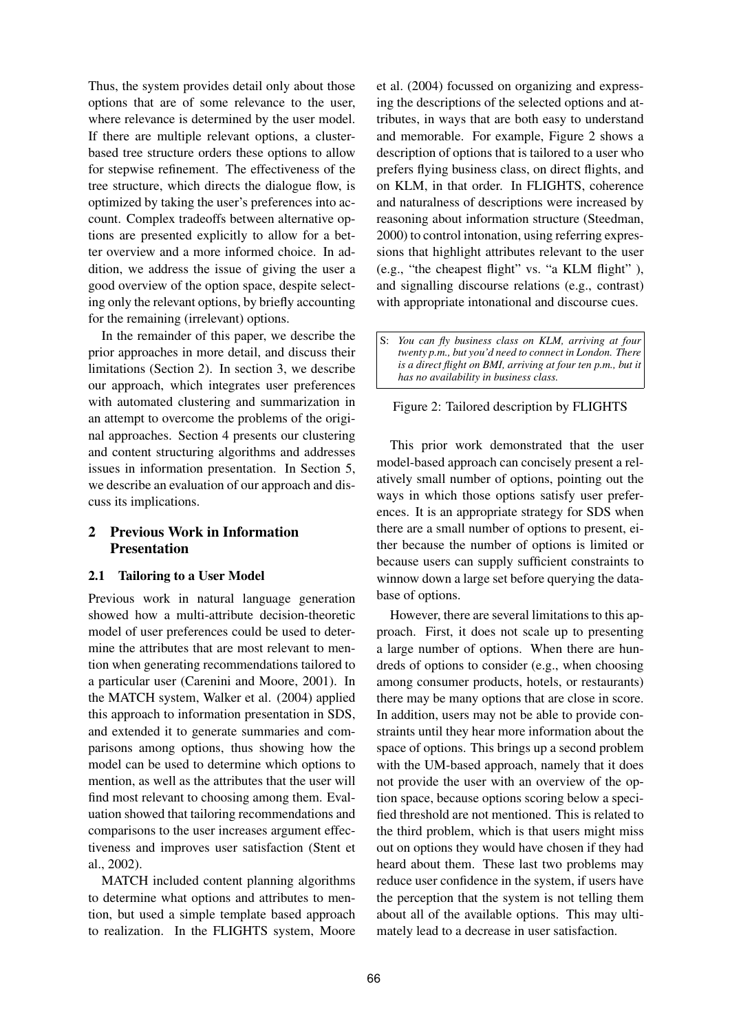Thus, the system provides detail only about those options that are of some relevance to the user, where relevance is determined by the user model. If there are multiple relevant options, a cluster-based tree structure orders these options to allow for stepwise refinement. The effectiveness of the tree structure, which directs the dialogue flow, is optimized by taking the user's preferences into account. Complex tradeoffs between alternative options are presented explicitly to allow for a better overview and a more informed choice. In addition, we address the issue of giving the user a good overview of the option space, despite selecting only the relevant options, by briefly accounting for the remaining (irrelevant) options.

In the remainder of this paper, we describe the prior approaches in more detail, and discuss their limitations (Section 2). In section 3, we describe our approach, which integrates user preferences with automated clustering and summarization in an attempt to overcome the problems of the original approaches. Section 4 presents our clustering and content structuring algorithms and addresses issues in information presentation. In Section 5, we describe an evaluation of our approach and discuss its implications.

## 2 Previous Work in Information Presentation

### 2.1 Tailoring to a User Model

Previous work in natural language generation showed how a multi-attribute decision-theoretic model of user preferences could be used to determine the attributes that are most relevant to mention when generating recommendations tailored to a particular user (Carenini and Moore, 2001). In the MATCH system, Walker et al. (2004) applied this approach to information presentation in SDS, and extended it to generate summaries and comparisons among options, thus showing how the model can be used to determine which options to mention, as well as the attributes that the user will find most relevant to choosing among them. Evaluation showed that tailoring recommendations and comparisons to the user increases argument effectiveness and improves user satisfaction (Stent et al., 2002).

MATCH included content planning algorithms to determine what options and attributes to mention, but used a simple template based approach to realization. In the FLIGHTS system, Moore et al. (2004) focussed on organizing and expressing the descriptions of the selected options and attributes, in ways that are both easy to understand and memorable. For example, Figure 2 shows a description of options that is tailored to a user who prefers flying business class, on direct flights, and on KLM, in that order. In FLIGHTS, coherence and naturalness of descriptions were increased by reasoning about information structure (Steedman, 2000) to control intonation, using referring expressions that highlight attributes relevant to the user (e.g., "the cheapest flight" vs. "a KLM flight" ), and signalling discourse relations (e.g., contrast) with appropriate intonational and discourse cues.

S: *You can fly business class on KLM, arriving at four twenty p.m., but you'd need to connect in London. There is a direct flight on BMI, arriving at four ten p.m., but it has no availability in business class.*

Figure 2: Tailored description by FLIGHTS

This prior work demonstrated that the user model-based approach can concisely present a relatively small number of options, pointing out the ways in which those options satisfy user preferences. It is an appropriate strategy for SDS when there are a small number of options to present, either because the number of options is limited or because users can supply sufficient constraints to winnow down a large set before querying the database of options.

However, there are several limitations to this approach. First, it does not scale up to presenting a large number of options. When there are hundreds of options to consider (e.g., when choosing among consumer products, hotels, or restaurants) there may be many options that are close in score. In addition, users may not be able to provide constraints until they hear more information about the space of options. This brings up a second problem with the UM-based approach, namely that it does not provide the user with an overview of the option space, because options scoring below a specified threshold are not mentioned. This is related to the third problem, which is that users might miss out on options they would have chosen if they had heard about them. These last two problems may reduce user confidence in the system, if users have the perception that the system is not telling them about all of the available options. This may ultimately lead to a decrease in user satisfaction.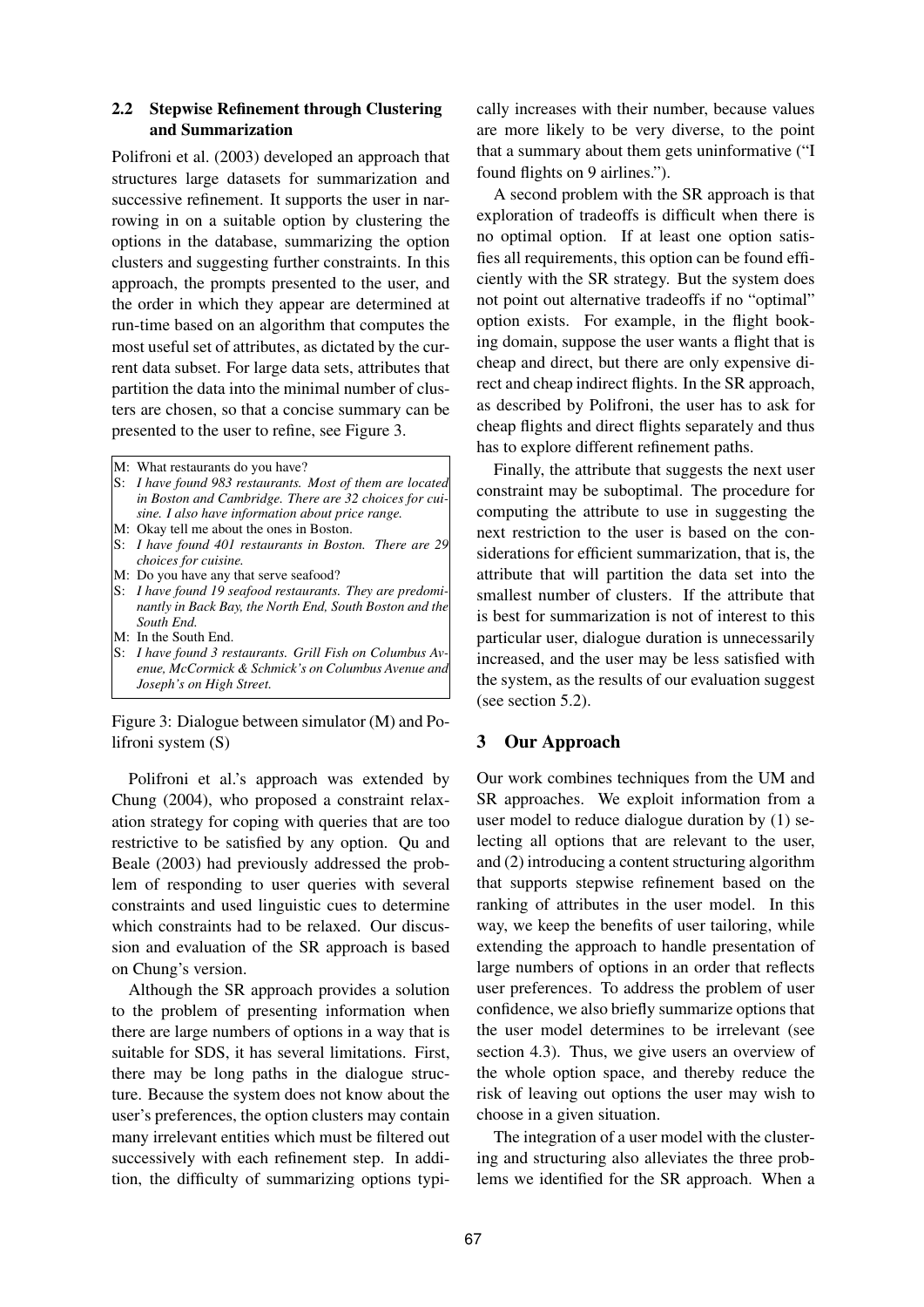### 2.2 Stepwise Refinement through Clustering and Summarization

Polifroni et al. (2003) developed an approach that structures large datasets for summarization and successive refinement. It supports the user in narrowing in on a suitable option by clustering the options in the database, summarizing the option clusters and suggesting further constraints. In this approach, the prompts presented to the user, and the order in which they appear are determined at run-time based on an algorithm that computes the most useful set of attributes, as dictated by the current data subset. For large data sets, attributes that partition the data into the minimal number of clusters are chosen, so that a concise summary can be presented to the user to refine, see Figure 3.

M: What restaurants do you have?
S: *I have found 983 restaurants. Most of them are located in Boston and Cambridge. There are 32 choices for cuisine. I also have information about price range.*
M: Okay tell me about the ones in Boston.
S: *I have found 401 restaurants in Boston. There are 29 choices for cuisine.*
M: Do you have any that serve seafood?
S: *I have found 19 seafood restaurants. They are predominantly in Back Bay, the North End, South Boston and the South End.*
M: In the South End.
S: *I have found 3 restaurants. Grill Fish on Columbus Avenue, McCormick & Schmick's on Columbus Avenue and Joseph's on High Street.*

Figure 3: Dialogue between simulator (M) and Polifroni system (S)

Polifroni et al.'s approach was extended by Chung (2004), who proposed a constraint relaxation strategy for coping with queries that are too restrictive to be satisfied by any option. Qu and Beale (2003) had previously addressed the problem of responding to user queries with several constraints and used linguistic cues to determine which constraints had to be relaxed. Our discussion and evaluation of the SR approach is based on Chung's version.

Although the SR approach provides a solution to the problem of presenting information when there are large numbers of options in a way that is suitable for SDS, it has several limitations. First, there may be long paths in the dialogue structure. Because the system does not know about the user's preferences, the option clusters may contain many irrelevant entities which must be filtered out successively with each refinement step. In addition, the difficulty of summarizing options typically increases with their number, because values are more likely to be very diverse, to the point that a summary about them gets uninformative ("I found flights on 9 airlines.").

A second problem with the SR approach is that exploration of tradeoffs is difficult when there is no optimal option. If at least one option satisfies all requirements, this option can be found efficiently with the SR strategy. But the system does not point out alternative tradeoffs if no "optimal" option exists. For example, in the flight booking domain, suppose the user wants a flight that is cheap and direct, but there are only expensive direct and cheap indirect flights. In the SR approach, as described by Polifroni, the user has to ask for cheap flights and direct flights separately and thus has to explore different refinement paths.

Finally, the attribute that suggests the next user constraint may be suboptimal. The procedure for computing the attribute to use in suggesting the next restriction to the user is based on the considerations for efficient summarization, that is, the attribute that will partition the data set into the smallest number of clusters. If the attribute that is best for summarization is not of interest to this particular user, dialogue duration is unnecessarily increased, and the user may be less satisfied with the system, as the results of our evaluation suggest (see section 5.2).

## 3 Our Approach

Our work combines techniques from the UM and SR approaches. We exploit information from a user model to reduce dialogue duration by (1) selecting all options that are relevant to the user, and (2) introducing a content structuring algorithm that supports stepwise refinement based on the ranking of attributes in the user model. In this way, we keep the benefits of user tailoring, while extending the approach to handle presentation of large numbers of options in an order that reflects user preferences. To address the problem of user confidence, we also briefly summarize options that the user model determines to be irrelevant (see section 4.3). Thus, we give users an overview of the whole option space, and thereby reduce the risk of leaving out options the user may wish to choose in a given situation.

The integration of a user model with the clustering and structuring also alleviates the three problems we identified for the SR approach. When a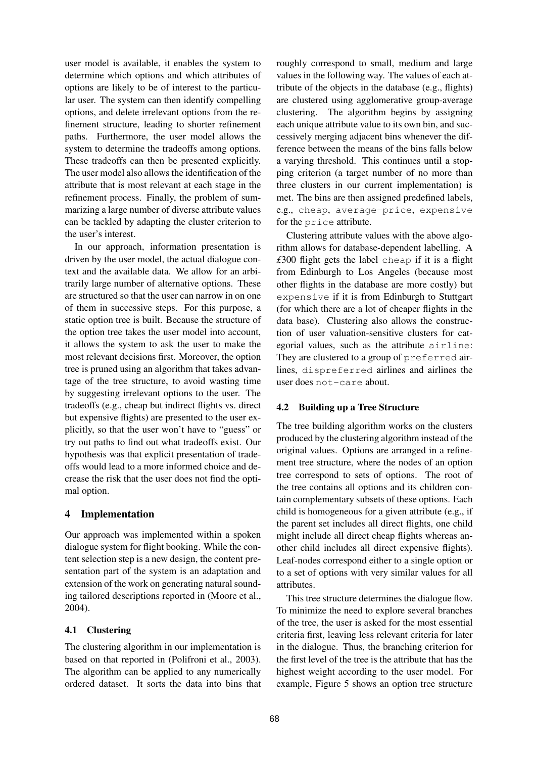user model is available, it enables the system to determine which options and which attributes of options are likely to be of interest to the particular user. The system can then identify compelling options, and delete irrelevant options from the refinement structure, leading to shorter refinement paths. Furthermore, the user model allows the system to determine the tradeoffs among options. These tradeoffs can then be presented explicitly. The user model also allows the identification of the attribute that is most relevant at each stage in the refinement process. Finally, the problem of summarizing a large number of diverse attribute values can be tackled by adapting the cluster criterion to the user's interest.

In our approach, information presentation is driven by the user model, the actual dialogue context and the available data. We allow for an arbitrarily large number of alternative options. These are structured so that the user can narrow in on one of them in successive steps. For this purpose, a static option tree is built. Because the structure of the option tree takes the user model into account, it allows the system to ask the user to make the most relevant decisions first. Moreover, the option tree is pruned using an algorithm that takes advantage of the tree structure, to avoid wasting time by suggesting irrelevant options to the user. The tradeoffs (e.g., cheap but indirect flights vs. direct but expensive flights) are presented to the user explicitly, so that the user won't have to "guess" or try out paths to find out what tradeoffs exist. Our hypothesis was that explicit presentation of tradeoffs would lead to a more informed choice and decrease the risk that the user does not find the optimal option.

# 4 Implementation

Our approach was implemented within a spoken dialogue system for flight booking. While the content selection step is a new design, the content presentation part of the system is an adaptation and extension of the work on generating natural sounding tailored descriptions reported in (Moore et al., 2004).

## 4.1 Clustering

The clustering algorithm in our implementation is based on that reported in (Polifroni et al., 2003). The algorithm can be applied to any numerically ordered dataset. It sorts the data into bins that roughly correspond to small, medium and large values in the following way. The values of each attribute of the objects in the database (e.g., flights) are clustered using agglomerative group-average clustering. The algorithm begins by assigning each unique attribute value to its own bin, and successively merging adjacent bins whenever the difference between the means of the bins falls below a varying threshold. This continues until a stopping criterion (a target number of no more than three clusters in our current implementation) is met. The bins are then assigned predefined labels, e.g., `cheap`, `average-price`, `expensive` for the `price` attribute.

Clustering attribute values with the above algorithm allows for database-dependent labelling. A £300 flight gets the label `cheap` if it is a flight from Edinburgh to Los Angeles (because most other flights in the database are more costly) but `expensive` if it is from Edinburgh to Stuttgart (for which there are a lot of cheaper flights in the data base). Clustering also allows the construction of user valuation-sensitive clusters for categorial values, such as the attribute `airline`: They are clustered to a group of `preferred` airlines, `dispreferred` airlines and airlines the user does `not-care` about.

## 4.2 Building up a Tree Structure

The tree building algorithm works on the clusters produced by the clustering algorithm instead of the original values. Options are arranged in a refinement tree structure, where the nodes of an option tree correspond to sets of options. The root of the tree contains all options and its children contain complementary subsets of these options. Each child is homogeneous for a given attribute (e.g., if the parent set includes all direct flights, one child might include all direct cheap flights whereas another child includes all direct expensive flights). Leaf-nodes correspond either to a single option or to a set of options with very similar values for all attributes.

This tree structure determines the dialogue flow. To minimize the need to explore several branches of the tree, the user is asked for the most essential criteria first, leaving less relevant criteria for later in the dialogue. Thus, the branching criterion for the first level of the tree is the attribute that has the highest weight according to the user model. For example, Figure 5 shows an option tree structure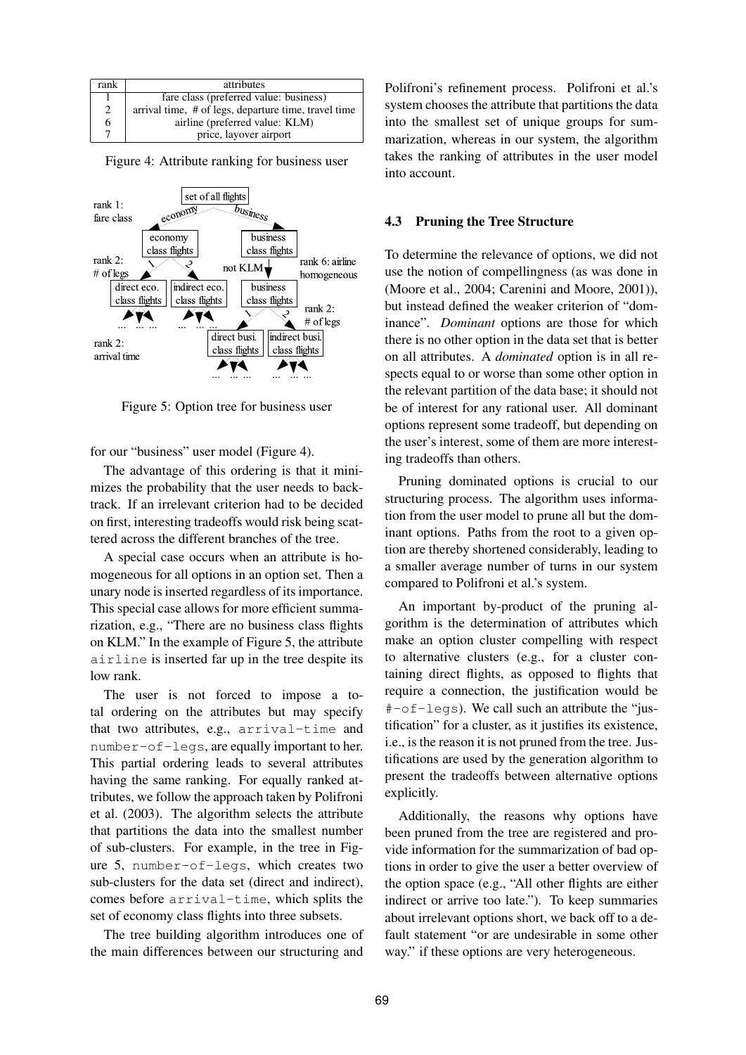| rank | attributes |
|---|---|
| 1 | fare class (preferred value: business) |
| 2 | arrival time, # of legs, departure time, travel time |
| 6 | airline (preferred value: KLM) |
| 7 | price, layover airport |

Figure 4: Attribute ranking for business user

Figure 5: Option tree for business user

for our "business" user model (Figure 4).

The advantage of this ordering is that it minimizes the probability that the user needs to backtrack. If an irrelevant criterion had to be decided on first, interesting tradeoffs would risk being scattered across the different branches of the tree.

A special case occurs when an attribute is homogeneous for all options in an option set. Then a unary node is inserted regardless of its importance. This special case allows for more efficient summarization, e.g., "There are no business class flights on KLM." In the example of Figure 5, the attribute `airline` is inserted far up in the tree despite its low rank.

The user is not forced to impose a total ordering on the attributes but may specify that two attributes, e.g., `arrival-time` and `number-of-legs`, are equally important to her. This partial ordering leads to several attributes having the same ranking. For equally ranked attributes, we follow the approach taken by Polifroni et al. (2003). The algorithm selects the attribute that partitions the data into the smallest number of sub-clusters. For example, in the tree in Figure 5, `number-of-legs`, which creates two sub-clusters for the data set (direct and indirect), comes before `arrival-time`, which splits the set of economy class flights into three subsets.

The tree building algorithm introduces one of the main differences between our structuring and Polifroni's refinement process. Polifroni et al.'s system chooses the attribute that partitions the data into the smallest set of unique groups for summarization, whereas in our system, the algorithm takes the ranking of attributes in the user model into account.

### 4.3 Pruning the Tree Structure

To determine the relevance of options, we did not use the notion of compellingness (as was done in (Moore et al., 2004; Carenini and Moore, 2001)), but instead defined the weaker criterion of "dominance". *Dominant* options are those for which there is no other option in the data set that is better on all attributes. A *dominated* option is in all respects equal to or worse than some other option in the relevant partition of the data base; it should not be of interest for any rational user. All dominant options represent some tradeoff, but depending on the user's interest, some of them are more interesting tradeoffs than others.

Pruning dominated options is crucial to our structuring process. The algorithm uses information from the user model to prune all but the dominant options. Paths from the root to a given option are thereby shortened considerably, leading to a smaller average number of turns in our system compared to Polifroni et al.'s system.

An important by-product of the pruning algorithm is the determination of attributes which make an option cluster compelling with respect to alternative clusters (e.g., for a cluster containing direct flights, as opposed to flights that require a connection, the justification would be `#-of-legs`). We call such an attribute the "justification" for a cluster, as it justifies its existence, i.e., is the reason it is not pruned from the tree. Justifications are used by the generation algorithm to present the tradeoffs between alternative options explicitly.

Additionally, the reasons why options have been pruned from the tree are registered and provide information for the summarization of bad options in order to give the user a better overview of the option space (e.g., "All other flights are either indirect or arrive too late."). To keep summaries about irrelevant options short, we back off to a default statement "or are undesirable in some other way." if these options are very heterogeneous.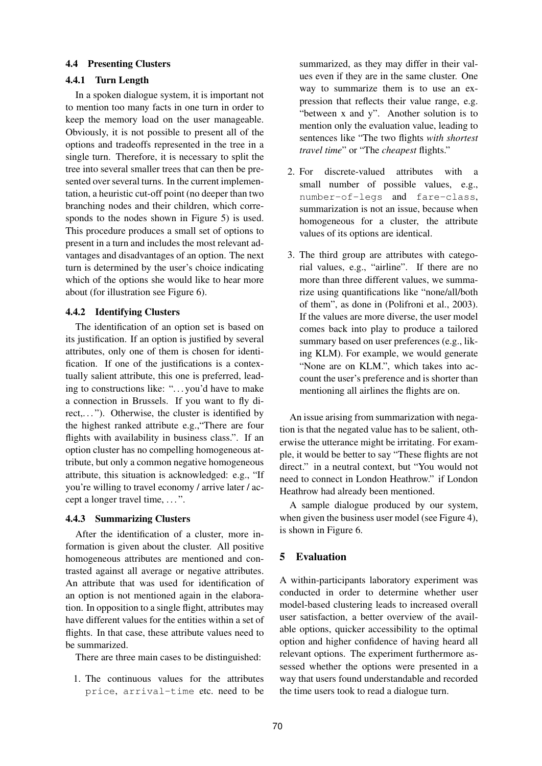### 4.4 Presenting Clusters

#### 4.4.1 Turn Length

In a spoken dialogue system, it is important not to mention too many facts in one turn in order to keep the memory load on the user manageable. Obviously, it is not possible to present all of the options and tradeoffs represented in the tree in a single turn. Therefore, it is necessary to split the tree into several smaller trees that can then be presented over several turns. In the current implementation, a heuristic cut-off point (no deeper than two branching nodes and their children, which corresponds to the nodes shown in Figure 5) is used. This procedure produces a small set of options to present in a turn and includes the most relevant advantages and disadvantages of an option. The next turn is determined by the user's choice indicating which of the options she would like to hear more about (for illustration see Figure 6).

#### 4.4.2 Identifying Clusters

The identification of an option set is based on its justification. If an option is justified by several attributes, only one of them is chosen for identification. If one of the justifications is a contextually salient attribute, this one is preferred, leading to constructions like: "...you'd have to make a connection in Brussels. If you want to fly direct,...". Otherwise, the cluster is identified by the highest ranked attribute e.g.,"There are four flights with availability in business class.". If an option cluster has no compelling homogeneous attribute, but only a common negative homogeneous attribute, this situation is acknowledged: e.g., "If you're willing to travel economy / arrive later / accept a longer travel time, ...".

#### 4.4.3 Summarizing Clusters

After the identification of a cluster, more information is given about the cluster. All positive homogeneous attributes are mentioned and contrasted against all average or negative attributes. An attribute that was used for identification of an option is not mentioned again in the elaboration. In opposition to a single flight, attributes may have different values for the entities within a set of flights. In that case, these attribute values need to be summarized.

There are three main cases to be distinguished:

1. The continuous values for the attributes `price`, `arrival-time` etc. need to be summarized, as they may differ in their values even if they are in the same cluster. One way to summarize them is to use an expression that reflects their value range, e.g. "between x and y". Another solution is to mention only the evaluation value, leading to sentences like "The two flights *with shortest travel time*" or "The *cheapest* flights."

2. For discrete-valued attributes with a small number of possible values, e.g., `number-of-legs` and `fare-class`, summarization is not an issue, because when homogeneous for a cluster, the attribute values of its options are identical.

3. The third group are attributes with categorial values, e.g., "airline". If there are no more than three different values, we summarize using quantifications like "none/all/both of them", as done in (Polifroni et al., 2003). If the values are more diverse, the user model comes back into play to produce a tailored summary based on user preferences (e.g., liking KLM). For example, we would generate "None are on KLM.", which takes into account the user's preference and is shorter than mentioning all airlines the flights are on.

An issue arising from summarization with negation is that the negated value has to be salient, otherwise the utterance might be irritating. For example, it would be better to say "These flights are not direct." in a neutral context, but "You would not need to connect in London Heathrow." if London Heathrow had already been mentioned.

A sample dialogue produced by our system, when given the business user model (see Figure 4), is shown in Figure 6.

## 5 Evaluation

A within-participants laboratory experiment was conducted in order to determine whether user model-based clustering leads to increased overall user satisfaction, a better overview of the available options, quicker accessibility to the optimal option and higher confidence of having heard all relevant options. The experiment furthermore assessed whether the options were presented in a way that users found understandable and recorded the time users took to read a dialogue turn.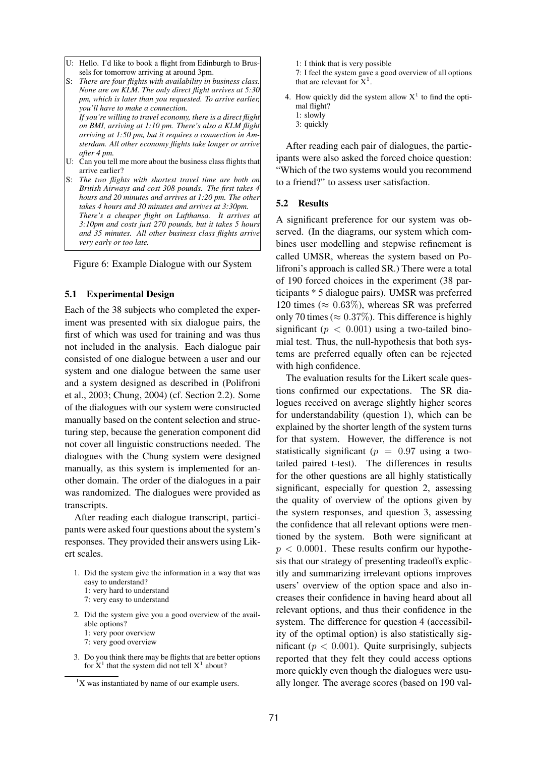U: Hello. I'd like to book a flight from Edinburgh to Brussels for tomorrow arriving at around 3pm.

S: *There are four flights with availability in business class. None are on KLM. The only direct flight arrives at 5:30 pm, which is later than you requested. To arrive earlier, you'll have to make a connection.*
*If you're willing to travel economy, there is a direct flight on BMI, arriving at 1:10 pm. There's also a KLM flight arriving at 1:50 pm, but it requires a connection in Amsterdam. All other economy flights take longer or arrive after 4 pm.*

U: Can you tell me more about the business class flights that arrive earlier?

S: *The two flights with shortest travel time are both on British Airways and cost 308 pounds. The first takes 4 hours and 20 minutes and arrives at 1:20 pm. The other takes 4 hours and 30 minutes and arrives at 3:30pm.*
*There's a cheaper flight on Lufthansa. It arrives at 3:10pm and costs just 270 pounds, but it takes 5 hours and 35 minutes. All other business class flights arrive very early or too late.*

Figure 6: Example Dialogue with our System

### 5.1 Experimental Design

Each of the 38 subjects who completed the experiment was presented with six dialogue pairs, the first of which was used for training and was thus not included in the analysis. Each dialogue pair consisted of one dialogue between a user and our system and one dialogue between the same user and a system designed as described in (Polifroni et al., 2003; Chung, 2004) (cf. Section 2.2). Some of the dialogues with our system were constructed manually based on the content selection and structuring step, because the generation component did not cover all linguistic constructions needed. The dialogues with the Chung system were designed manually, as this system is implemented for another domain. The order of the dialogues in a pair was randomized. The dialogues were provided as transcripts.

After reading each dialogue transcript, participants were asked four questions about the system's responses. They provided their answers using Likert scales.

1. Did the system give the information in a way that was easy to understand?
   1: very hard to understand
   7: very easy to understand
2. Did the system give you a good overview of the available options?
   1: very poor overview
   7: very good overview
3. Do you think there may be flights that are better options for X[1] that the system did not tell X[1] about?
   1: I think that is very possible
   7: I feel the system gave a good overview of all options that are relevant for X[1].
4. How quickly did the system allow X[1] to find the optimal flight?
   1: slowly
   3: quickly

[1] X was instantiated by name of our example users.

After reading each pair of dialogues, the participants were also asked the forced choice question: "Which of the two systems would you recommend to a friend?" to assess user satisfaction.

### 5.2 Results

A significant preference for our system was observed. (In the diagrams, our system which combines user modelling and stepwise refinement is called UMSR, whereas the system based on Polifroni's approach is called SR.) There were a total of 190 forced choices in the experiment (38 participants * 5 dialogue pairs). UMSR was preferred 120 times ($\approx 0.63\%$), whereas SR was preferred only 70 times ($\approx 0.37\%$). This difference is highly significant ($p < 0.001$) using a two-tailed binomial test. Thus, the null-hypothesis that both systems are preferred equally often can be rejected with high confidence.

The evaluation results for the Likert scale questions confirmed our expectations. The SR dialogues received on average slightly higher scores for understandability (question 1), which can be explained by the shorter length of the system turns for that system. However, the difference is not statistically significant ($p = 0.97$ using a two-tailed paired t-test). The differences in results for the other questions are all highly statistically significant, especially for question 2, assessing the quality of overview of the options given by the system responses, and question 3, assessing the confidence that all relevant options were mentioned by the system. Both were significant at $p < 0.0001$. These results confirm our hypothesis that our strategy of presenting tradeoffs explicitly and summarizing irrelevant options improves users' overview of the option space and also increases their confidence in having heard about all relevant options, and thus their confidence in the system. The difference for question 4 (accessibility of the optimal option) is also statistically significant ($p < 0.001$). Quite surprisingly, subjects reported that they felt they could access options more quickly even though the dialogues were usually longer. The average scores (based on 190 val-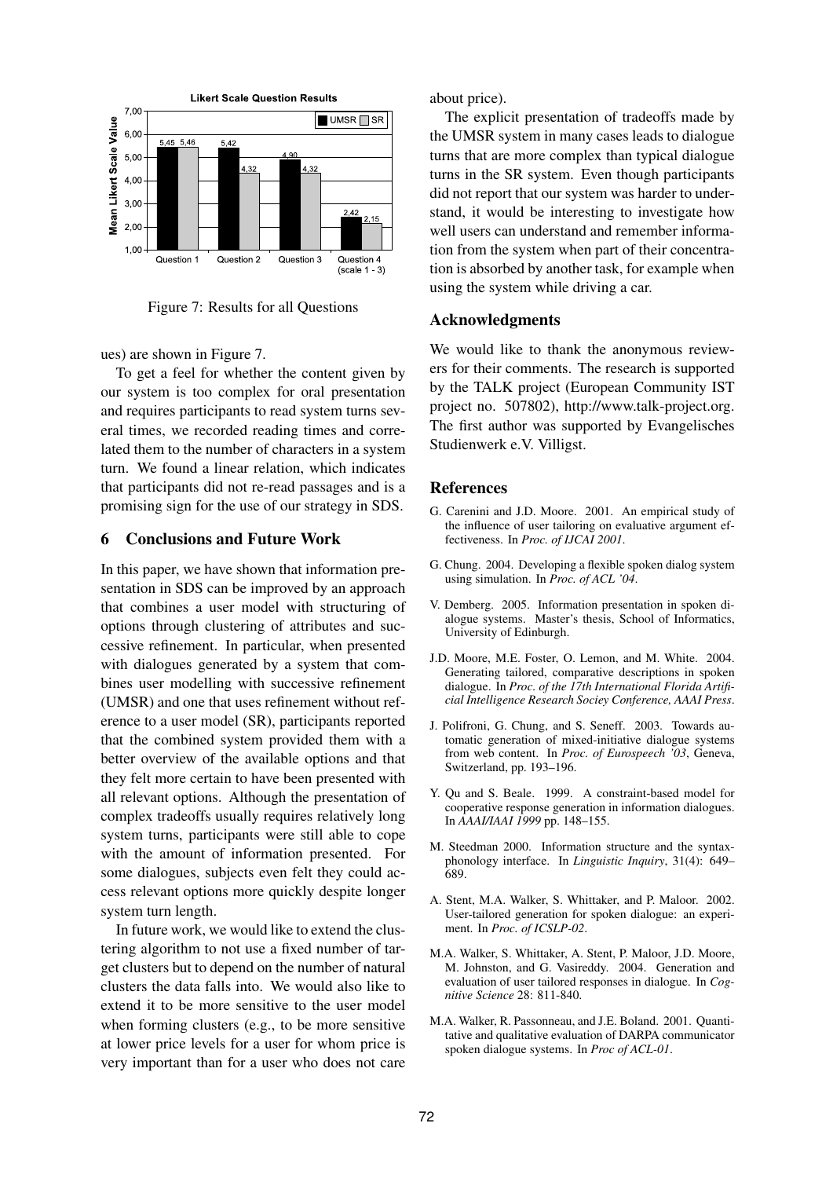Likert Scale Question Results

7,00
6,00
5,00
4,00
3,00
2,00
1,00

Mean Likert Scale Value

UMSR SR

5,45 5,46
5,42
4,32
4,90
4,32
2,42
2,15

Question 1
Question 2
Question 3
Question 4
(scale 1 - 3)

Figure 7: Results for all Questions

ues) are shown in Figure 7.

To get a feel for whether the content given by our system is too complex for oral presentation and requires participants to read system turns several times, we recorded reading times and correlated them to the number of characters in a system turn. We found a linear relation, which indicates that participants did not re-read passages and is a promising sign for the use of our strategy in SDS.

## 6 Conclusions and Future Work

In this paper, we have shown that information presentation in SDS can be improved by an approach that combines a user model with structuring of options through clustering of attributes and successive refinement. In particular, when presented with dialogues generated by a system that combines user modelling with successive refinement (UMSR) and one that uses refinement without reference to a user model (SR), participants reported that the combined system provided them with a better overview of the available options and that they felt more certain to have been presented with all relevant options. Although the presentation of complex tradeoffs usually requires relatively long system turns, participants were still able to cope with the amount of information presented. For some dialogues, subjects even felt they could access relevant options more quickly despite longer system turn length.

In future work, we would like to extend the clustering algorithm to not use a fixed number of target clusters but to depend on the number of natural clusters the data falls into. We would also like to extend it to be more sensitive to the user model when forming clusters (e.g., to be more sensitive at lower price levels for a user for whom price is very important than for a user who does not care about price).

The explicit presentation of tradeoffs made by the UMSR system in many cases leads to dialogue turns that are more complex than typical dialogue turns in the SR system. Even though participants did not report that our system was harder to understand, it would be interesting to investigate how well users can understand and remember information from the system when part of their concentration is absorbed by another task, for example when using the system while driving a car.

## Acknowledgments

We would like to thank the anonymous reviewers for their comments. The research is supported by the TALK project (European Community IST project no. 507802), http://www.talk-project.org. The first author was supported by Evangelisches Studienwerk e.V. Villigst.

## References

G. Carenini and J.D. Moore. 2001. An empirical study of the influence of user tailoring on evaluative argument effectiveness. In *Proc. of IJCAI 2001*.

G. Chung. 2004. Developing a flexible spoken dialog system using simulation. In *Proc. of ACL '04*.

V. Demberg. 2005. Information presentation in spoken dialogue systems. Master's thesis, School of Informatics, University of Edinburgh.

J.D. Moore, M.E. Foster, O. Lemon, and M. White. 2004. Generating tailored, comparative descriptions in spoken dialogue. In *Proc. of the 17th International Florida Artificial Intelligence Research Sociey Conference, AAAI Press*.

J. Polifroni, G. Chung, and S. Seneff. 2003. Towards automatic generation of mixed-initiative dialogue systems from web content. In *Proc. of Eurospeech '03*, Geneva, Switzerland, pp. 193–196.

Y. Qu and S. Beale. 1999. A constraint-based model for cooperative response generation in information dialogues. In *AAAI/IAAI 1999* pp. 148–155.

M. Steedman 2000. Information structure and the syntax-phonology interface. In *Linguistic Inquiry*, 31(4): 649–689.

A. Stent, M.A. Walker, S. Whittaker, and P. Maloor. 2002. User-tailored generation for spoken dialogue: an experiment. In *Proc. of ICSLP-02*.

M.A. Walker, S. Whittaker, A. Stent, P. Maloor, J.D. Moore, M. Johnston, and G. Vasireddy. 2004. Generation and evaluation of user tailored responses in dialogue. In *Cognitive Science* 28: 811-840.

M.A. Walker, R. Passonneau, and J.E. Boland. 2001. Quantitative and qualitative evaluation of DARPA communicator spoken dialogue systems. In *Proc of ACL-01*.